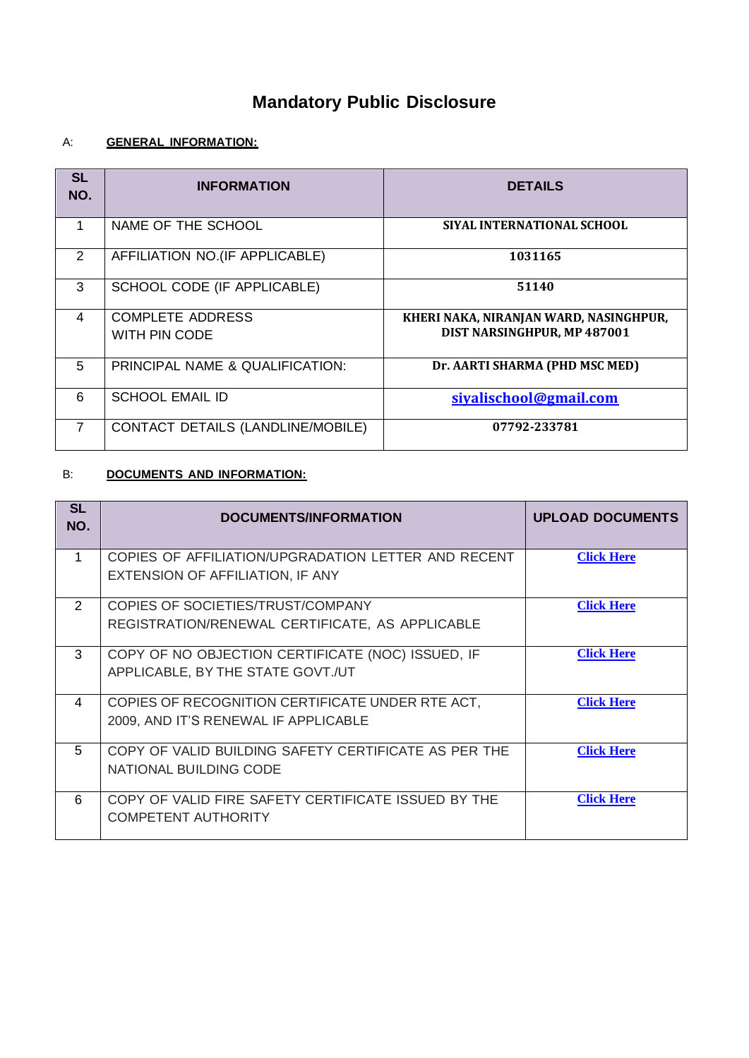# Mandatory Public Disclosure

A: **GENERAL INFORMATION:**

| SL NO. | INFORMATION | DETAILS |
|---|---|---|
| 1 | NAME OF THE SCHOOL | **SIYAL INTERNATIONAL SCHOOL** |
| 2 | AFFILIATION NO.(IF APPLICABLE) | **1031165** |
| 3 | SCHOOL CODE (IF APPLICABLE) | **51140** |
| 4 | COMPLETE ADDRESS WITH PIN CODE | **KHERI NAKA, NIRANJAN WARD, NASINGHPUR, DIST NARSINGHPUR, MP 487001** |
| 5 | PRINCIPAL NAME & QUALIFICATION: | **Dr. AARTI SHARMA (PHD MSC MED)** |
| 6 | SCHOOL EMAIL ID | **siyalischool@gmail.com** |
| 7 | CONTACT DETAILS (LANDLINE/MOBILE) | **07792-233781** |

B: **DOCUMENTS AND INFORMATION:**

| SL NO. | DOCUMENTS/INFORMATION | UPLOAD DOCUMENTS |
|---|---|---|
| 1 | COPIES OF AFFILIATION/UPGRADATION LETTER AND RECENT EXTENSION OF AFFILIATION, IF ANY | **Click Here** |
| 2 | COPIES OF SOCIETIES/TRUST/COMPANY REGISTRATION/RENEWAL CERTIFICATE, AS APPLICABLE | **Click Here** |
| 3 | COPY OF NO OBJECTION CERTIFICATE (NOC) ISSUED, IF APPLICABLE, BY THE STATE GOVT./UT | **Click Here** |
| 4 | COPIES OF RECOGNITION CERTIFICATE UNDER RTE ACT, 2009, AND IT'S RENEWAL IF APPLICABLE | **Click Here** |
| 5 | COPY OF VALID BUILDING SAFETY CERTIFICATE AS PER THE NATIONAL BUILDING CODE | **Click Here** |
| 6 | COPY OF VALID FIRE SAFETY CERTIFICATE ISSUED BY THE COMPETENT AUTHORITY | **Click Here** |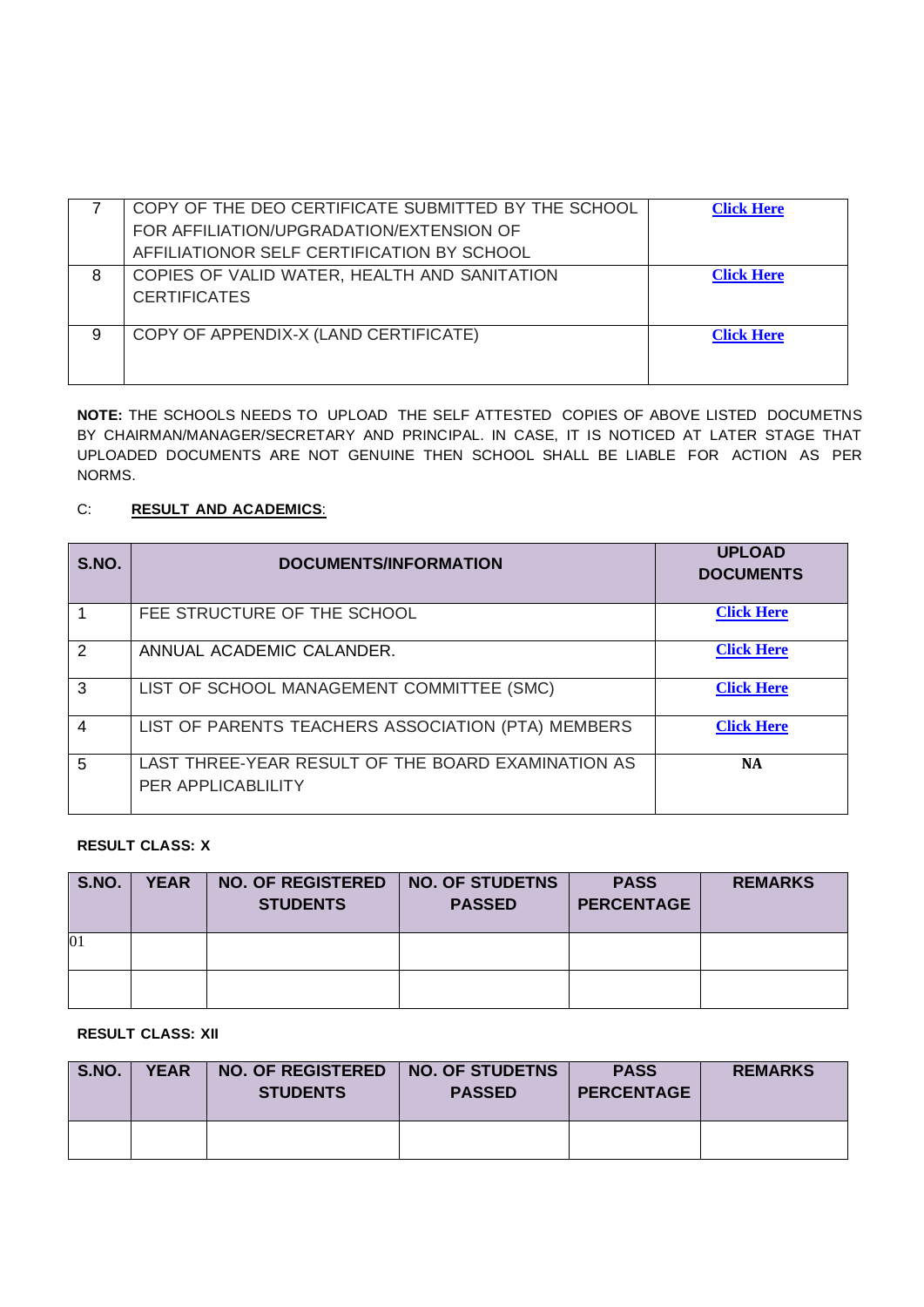| 7 | COPY OF THE DEO CERTIFICATE SUBMITTED BY THE SCHOOL FOR AFFILIATION/UPGRADATION/EXTENSION OF AFFILIATIONOR SELF CERTIFICATION BY SCHOOL | **Click Here** |
|---|---|---|
| 8 | COPIES OF VALID WATER, HEALTH AND SANITATION CERTIFICATES | **Click Here** |
| 9 | COPY OF APPENDIX-X (LAND CERTIFICATE) | **Click Here** |

**NOTE:** THE SCHOOLS NEEDS TO UPLOAD THE SELF ATTESTED COPIES OF ABOVE LISTED DOCUMETNS BY CHAIRMAN/MANAGER/SECRETARY AND PRINCIPAL. IN CASE, IT IS NOTICED AT LATER STAGE THAT UPLOADED DOCUMENTS ARE NOT GENUINE THEN SCHOOL SHALL BE LIABLE FOR ACTION AS PER NORMS.

C: **RESULT AND ACADEMICS**:

| S.NO. | DOCUMENTS/INFORMATION | UPLOAD DOCUMENTS |
|---|---|---|
| 1 | FEE STRUCTURE OF THE SCHOOL | **Click Here** |
| 2 | ANNUAL ACADEMIC CALANDER. | **Click Here** |
| 3 | LIST OF SCHOOL MANAGEMENT COMMITTEE (SMC) | **Click Here** |
| 4 | LIST OF PARENTS TEACHERS ASSOCIATION (PTA) MEMBERS | **Click Here** |
| 5 | LAST THREE-YEAR RESULT OF THE BOARD EXAMINATION AS PER APPLICABLITY | **NA** |

**RESULT CLASS: X**

| S.NO. | YEAR | NO. OF REGISTERED STUDENTS | NO. OF STUDETNS PASSED | PASS PERCENTAGE | REMARKS |
|---|---|---|---|---|---|
| 01 | | | | | |
| | | | | | |

**RESULT CLASS: XII**

| S.NO. | YEAR | NO. OF REGISTERED STUDENTS | NO. OF STUDETNS PASSED | PASS PERCENTAGE | REMARKS |
|---|---|---|---|---|---|
| | | | | | |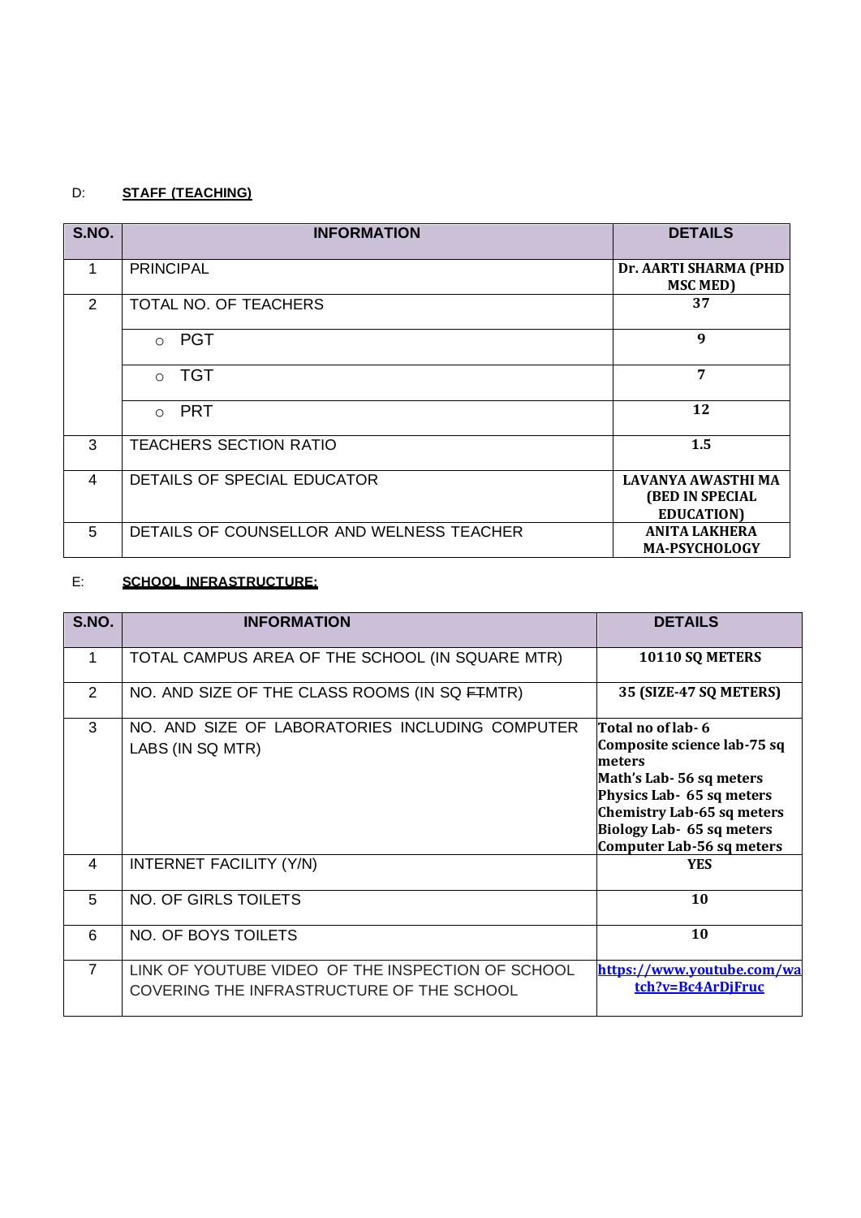D: **STAFF (TEACHING)**

| S.NO. | INFORMATION | DETAILS |
|---|---|---|
| 1 | PRINCIPAL | **Dr. AARTI SHARMA (PHD MSC MED)** |
| 2 | TOTAL NO. OF TEACHERS | **37** |
| | ○ PGT | **9** |
| | ○ TGT | **7** |
| | ○ PRT | **12** |
| 3 | TEACHERS SECTION RATIO | **1.5** |
| 4 | DETAILS OF SPECIAL EDUCATOR | **LAVANYA AWASTHI MA (BED IN SPECIAL EDUCATION)** |
| 5 | DETAILS OF COUNSELLOR AND WELNESS TEACHER | **ANITA LAKHERA MA-PSYCHOLOGY** |

E: **SCHOOL INFRASTRUCTURE:**

| S.NO. | INFORMATION | DETAILS |
|---|---|---|
| 1 | TOTAL CAMPUS AREA OF THE SCHOOL (IN SQUARE MTR) | **10110 SQ METERS** |
| 2 | NO. AND SIZE OF THE CLASS ROOMS (IN SQ FTMTR) | **35 (SIZE-47 SQ METERS)** |
| 3 | NO. AND SIZE OF LABORATORIES INCLUDING COMPUTER LABS (IN SQ MTR) | **Total no of lab- 6<br>Composite science lab-75 sq meters<br>Math's Lab- 56 sq meters<br>Physics Lab- 65 sq meters<br>Chemistry Lab-65 sq meters<br>Biology Lab- 65 sq meters<br>Computer Lab-56 sq meters** |
| 4 | INTERNET FACILITY (Y/N) | **YES** |
| 5 | NO. OF GIRLS TOILETS | **10** |
| 6 | NO. OF BOYS TOILETS | **10** |
| 7 | LINK OF YOUTUBE VIDEO OF THE INSPECTION OF SCHOOL COVERING THE INFRASTRUCTURE OF THE SCHOOL | **https://www.youtube.com/watch?v=Bc4ArDjFruc** |